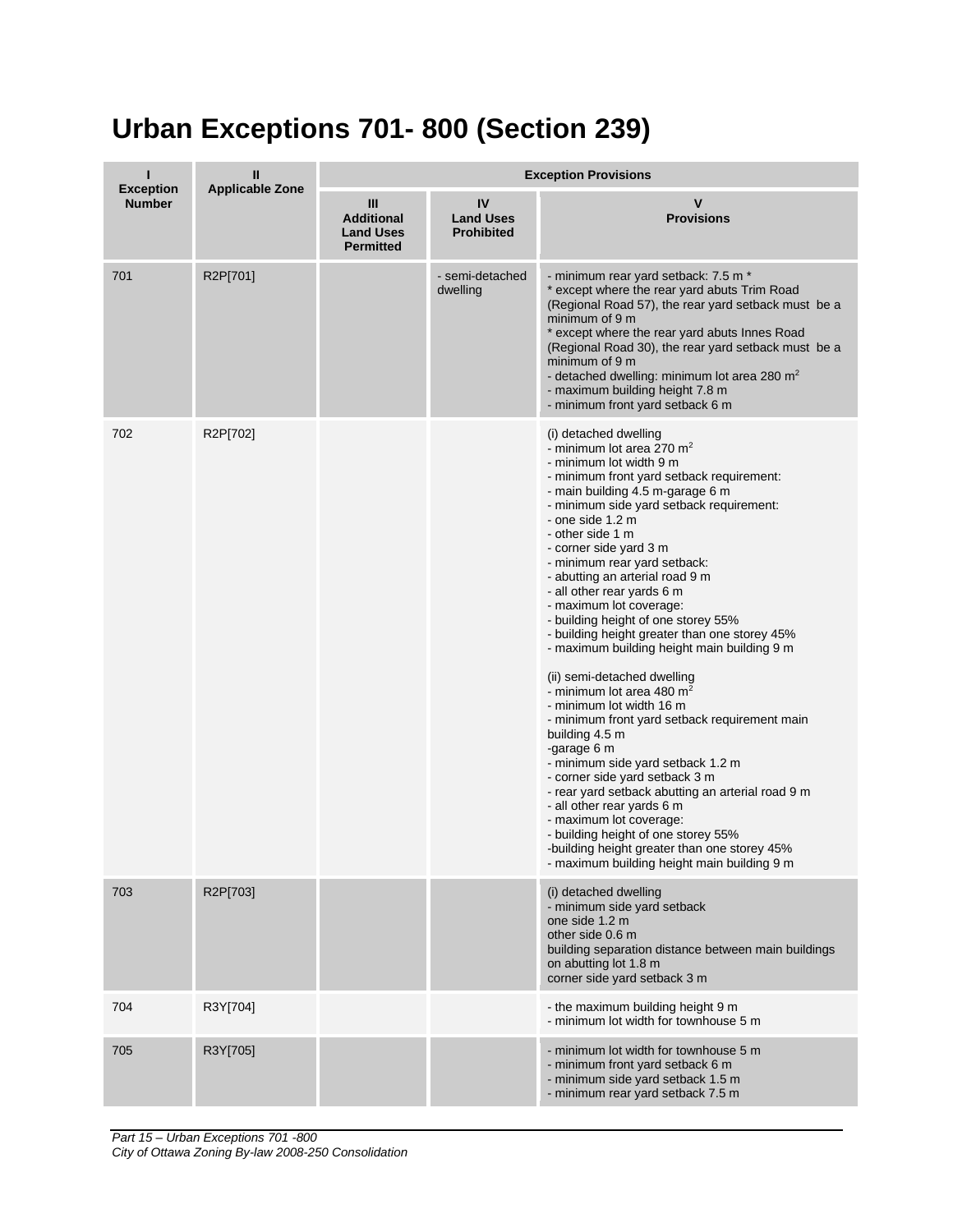# Urban Exceptions 701- 800 (Section 239)

| I<br>Exception Number | II<br>Applicable Zone | Exception Provisions | | |
|---|---|---|---|---|
| | | III<br>Additional Land Uses Permitted | IV<br>Land Uses Prohibited | V<br>Provisions |
| 701 | R2P[701] | | - semi-detached dwelling | - minimum rear yard setback: 7.5 m *<br>* except where the rear yard abuts Trim Road (Regional Road 57), the rear yard setback must be a minimum of 9 m<br>* except where the rear yard abuts Innes Road (Regional Road 30), the rear yard setback must be a minimum of 9 m<br>- detached dwelling: minimum lot area 280 m$^2$<br>- maximum building height 7.8 m<br>- minimum front yard setback 6 m |
| 702 | R2P[702] | | | (i) detached dwelling<br>- minimum lot area 270 m$^2$<br>- minimum lot width 9 m<br>- minimum front yard setback requirement:<br>- main building 4.5 m-garage 6 m<br>- minimum side yard setback requirement:<br>- one side 1.2 m<br>- other side 1 m<br>- corner side yard 3 m<br>- minimum rear yard setback:<br>- abutting an arterial road 9 m<br>- all other rear yards 6 m<br>- maximum lot coverage:<br>- building height of one storey 55%<br>- building height greater than one storey 45%<br>- maximum building height main building 9 m<br><br>(ii) semi-detached dwelling<br>- minimum lot area 480 m$^2$<br>- minimum lot width 16 m<br>- minimum front yard setback requirement main building 4.5 m<br>-garage 6 m<br>- minimum side yard setback 1.2 m<br>- corner side yard setback 3 m<br>- rear yard setback abutting an arterial road 9 m<br>- all other rear yards 6 m<br>- maximum lot coverage:<br>- building height of one storey 55%<br>-building height greater than one storey 45%<br>- maximum building height main building 9 m |
| 703 | R2P[703] | | | (i) detached dwelling<br>- minimum side yard setback<br>one side 1.2 m<br>other side 0.6 m<br>building separation distance between main buildings on abutting lot 1.8 m<br>corner side yard setback 3 m |
| 704 | R3Y[704] | | | - the maximum building height 9 m<br>- minimum lot width for townhouse 5 m |
| 705 | R3Y[705] | | | - minimum lot width for townhouse 5 m<br>- minimum front yard setback 6 m<br>- minimum side yard setback 1.5 m<br>- minimum rear yard setback 7.5 m |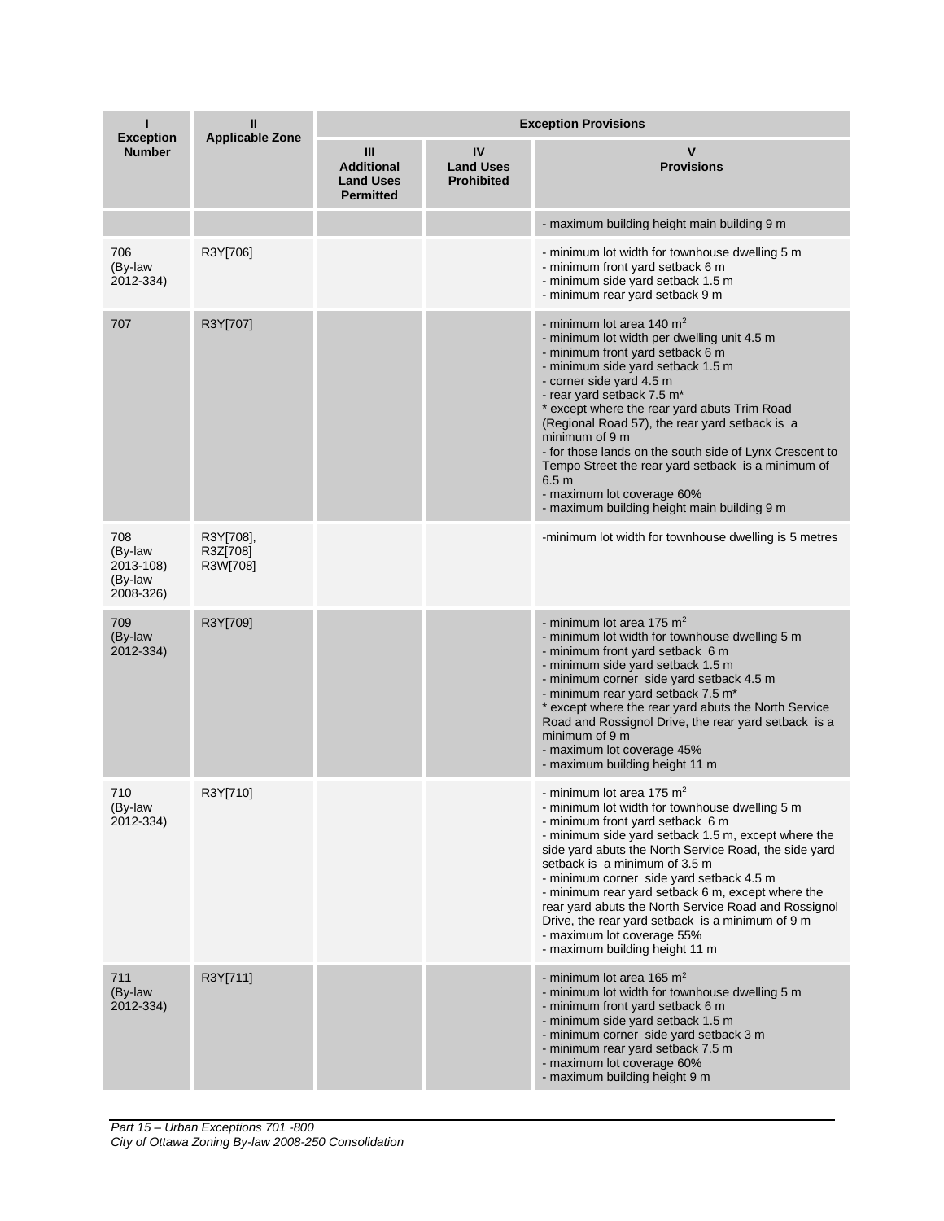| I Exception Number | II Applicable Zone | Exception Provisions | | |
|---|---|---|---|---|
| | | III Additional Land Uses Permitted | IV Land Uses Prohibited | V Provisions |
| | | | | - maximum building height main building 9 m |
| 706 (By-law 2012-334) | R3Y[706] | | | - minimum lot width for townhouse dwelling 5 m<br>- minimum front yard setback 6 m<br>- minimum side yard setback 1.5 m<br>- minimum rear yard setback 9 m |
| 707 | R3Y[707] | | | - minimum lot area 140 $m^2$<br>- minimum lot width per dwelling unit 4.5 m<br>- minimum front yard setback 6 m<br>- minimum side yard setback 1.5 m<br>- corner side yard 4.5 m<br>- rear yard setback 7.5 m*<br>* except where the rear yard abuts Trim Road (Regional Road 57), the rear yard setback is a minimum of 9 m<br>- for those lands on the south side of Lynx Crescent to Tempo Street the rear yard setback is a minimum of 6.5 m<br>- maximum lot coverage 60%<br>- maximum building height main building 9 m |
| 708 (By-law 2013-108) (By-law 2008-326) | R3Y[708], R3Z[708] R3W[708] | | | -minimum lot width for townhouse dwelling is 5 metres |
| 709 (By-law 2012-334) | R3Y[709] | | | - minimum lot area 175 $m^2$<br>- minimum lot width for townhouse dwelling 5 m<br>- minimum front yard setback 6 m<br>- minimum side yard setback 1.5 m<br>- minimum corner side yard setback 4.5 m<br>- minimum rear yard setback 7.5 m*<br>* except where the rear yard abuts the North Service Road and Rossignol Drive, the rear yard setback is a minimum of 9 m<br>- maximum lot coverage 45%<br>- maximum building height 11 m |
| 710 (By-law 2012-334) | R3Y[710] | | | - minimum lot area 175 $m^2$<br>- minimum lot width for townhouse dwelling 5 m<br>- minimum front yard setback 6 m<br>- minimum side yard setback 1.5 m, except where the side yard abuts the North Service Road, the side yard setback is a minimum of 3.5 m<br>- minimum corner side yard setback 4.5 m<br>- minimum rear yard setback 6 m, except where the rear yard abuts the North Service Road and Rossignol Drive, the rear yard setback is a minimum of 9 m<br>- maximum lot coverage 55%<br>- maximum building height 11 m |
| 711 (By-law 2012-334) | R3Y[711] | | | - minimum lot area 165 $m^2$<br>- minimum lot width for townhouse dwelling 5 m<br>- minimum front yard setback 6 m<br>- minimum side yard setback 1.5 m<br>- minimum corner side yard setback 3 m<br>- minimum rear yard setback 7.5 m<br>- maximum lot coverage 60%<br>- maximum building height 9 m |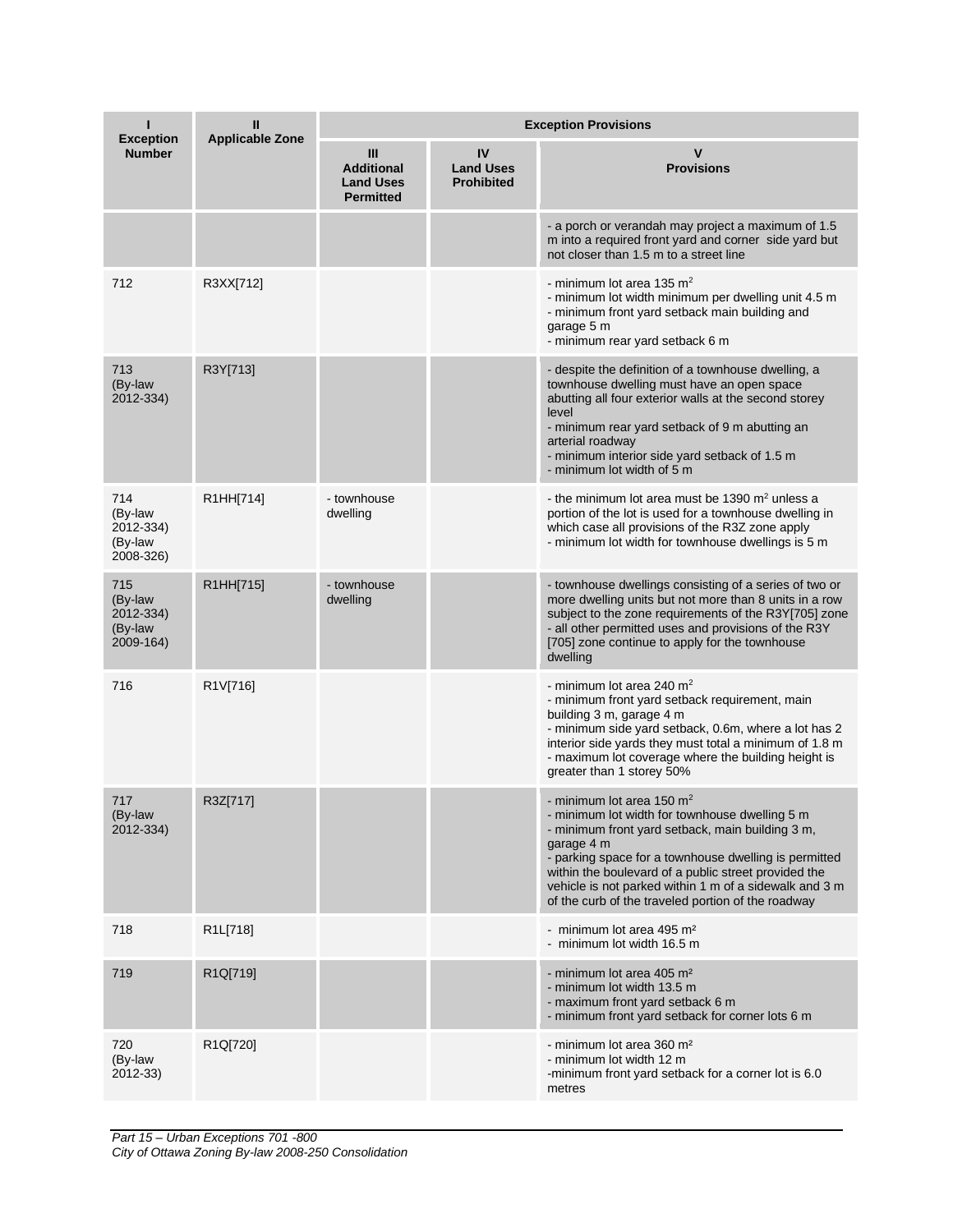| I<br>Exception Number | II<br>Applicable Zone | Exception Provisions | | |
|---|---|---|---|---|
| | | III<br>Additional Land Uses Permitted | IV<br>Land Uses Prohibited | V<br>Provisions |
| | | | | - a porch or verandah may project a maximum of 1.5 m into a required front yard and corner side yard but not closer than 1.5 m to a street line |
| 712 | R3XX[712] | | | - minimum lot area 135 m²<br>- minimum lot width minimum per dwelling unit 4.5 m<br>- minimum front yard setback main building and garage 5 m<br>- minimum rear yard setback 6 m |
| 713<br>(By-law 2012-334) | R3Y[713] | | | - despite the definition of a townhouse dwelling, a townhouse dwelling must have an open space abutting all four exterior walls at the second storey level<br>- minimum rear yard setback of 9 m abutting an arterial roadway<br>- minimum interior side yard setback of 1.5 m<br>- minimum lot width of 5 m |
| 714<br>(By-law 2012-334)<br>(By-law 2008-326) | R1HH[714] | - townhouse dwelling | | - the minimum lot area must be 1390 m² unless a portion of the lot is used for a townhouse dwelling in which case all provisions of the R3Z zone apply<br>- minimum lot width for townhouse dwellings is 5 m |
| 715<br>(By-law 2012-334)<br>(By-law 2009-164) | R1HH[715] | - townhouse dwelling | | - townhouse dwellings consisting of a series of two or more dwelling units but not more than 8 units in a row subject to the zone requirements of the R3Y[705] zone<br>- all other permitted uses and provisions of the R3Y [705] zone continue to apply for the townhouse dwelling |
| 716 | R1V[716] | | | - minimum lot area 240 m²<br>- minimum front yard setback requirement, main building 3 m, garage 4 m<br>- minimum side yard setback, 0.6m, where a lot has 2 interior side yards they must total a minimum of 1.8 m<br>- maximum lot coverage where the building height is greater than 1 storey 50% |
| 717<br>(By-law 2012-334) | R3Z[717] | | | - minimum lot area 150 m²<br>- minimum lot width for townhouse dwelling 5 m<br>- minimum front yard setback, main building 3 m, garage 4 m<br>- parking space for a townhouse dwelling is permitted within the boulevard of a public street provided the vehicle is not parked within 1 m of a sidewalk and 3 m of the curb of the traveled portion of the roadway |
| 718 | R1L[718] | | | - minimum lot area 495 m²<br>- minimum lot width 16.5 m |
| 719 | R1Q[719] | | | - minimum lot area 405 m²<br>- minimum lot width 13.5 m<br>- maximum front yard setback 6 m<br>- minimum front yard setback for corner lots 6 m |
| 720<br>(By-law 2012-33) | R1Q[720] | | | - minimum lot area 360 m²<br>- minimum lot width 12 m<br>-minimum front yard setback for a corner lot is 6.0 metres |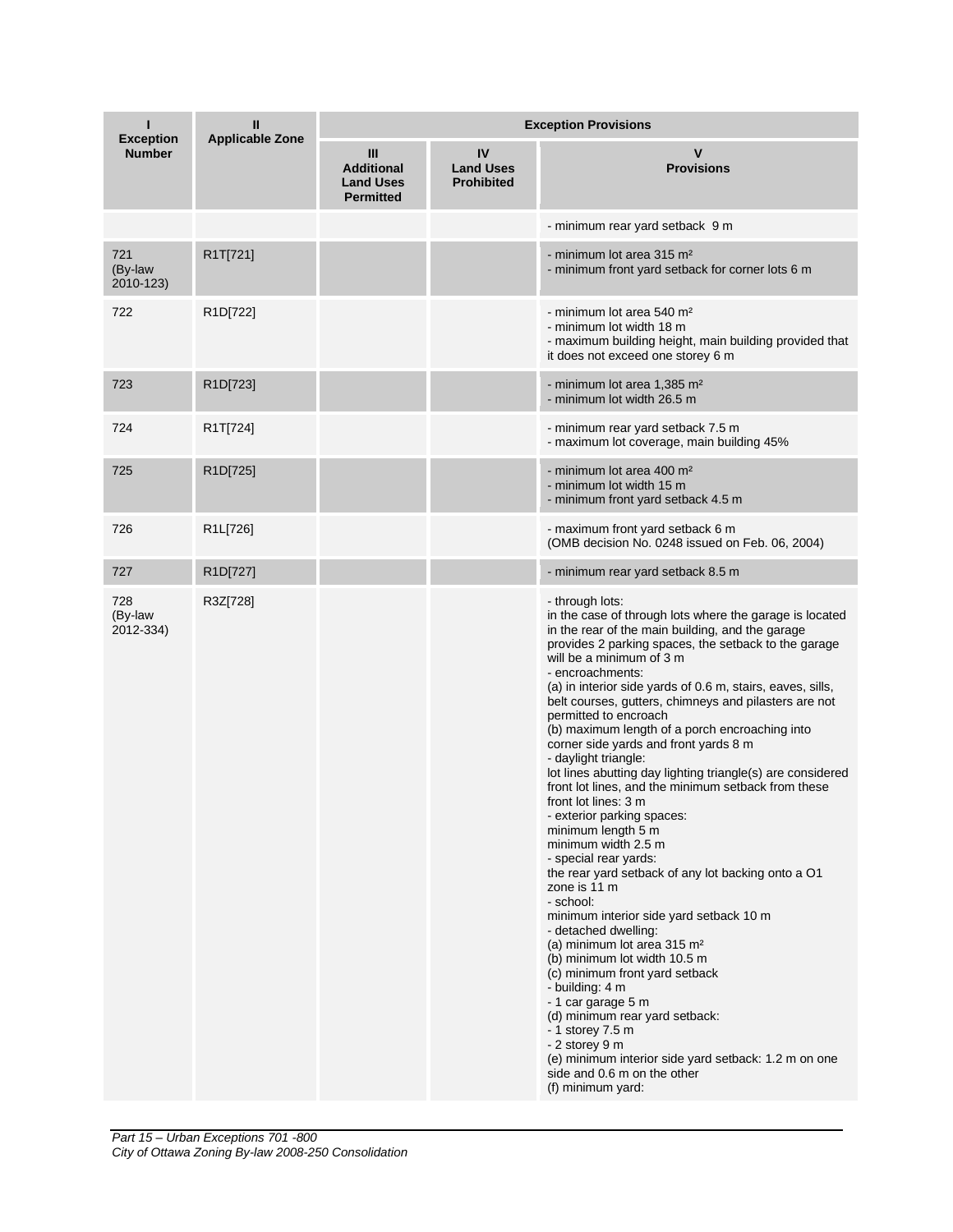| I<br>Exception Number | II<br>Applicable Zone | Exception Provisions | | |
|---|---|---|---|---|
| | | III<br>Additional Land Uses Permitted | IV<br>Land Uses Prohibited | V<br>Provisions |
| | | | | - minimum rear yard setback 9 m |
| 721<br>(By-law 2010-123) | R1T[721] | | | - minimum lot area 315 m²<br>- minimum front yard setback for corner lots 6 m |
| 722 | R1D[722] | | | - minimum lot area 540 m²<br>- minimum lot width 18 m<br>- maximum building height, main building provided that it does not exceed one storey 6 m |
| 723 | R1D[723] | | | - minimum lot area 1,385 m²<br>- minimum lot width 26.5 m |
| 724 | R1T[724] | | | - minimum rear yard setback 7.5 m<br>- maximum lot coverage, main building 45% |
| 725 | R1D[725] | | | - minimum lot area 400 m²<br>- minimum lot width 15 m<br>- minimum front yard setback 4.5 m |
| 726 | R1L[726] | | | - maximum front yard setback 6 m<br>(OMB decision No. 0248 issued on Feb. 06, 2004) |
| 727 | R1D[727] | | | - minimum rear yard setback 8.5 m |
| 728<br>(By-law 2012-334) | R3Z[728] | | | - through lots:<br>in the case of through lots where the garage is located in the rear of the main building, and the garage provides 2 parking spaces, the setback to the garage will be a minimum of 3 m<br>- encroachments:<br>(a) in interior side yards of 0.6 m, stairs, eaves, sills, belt courses, gutters, chimneys and pilasters are not permitted to encroach<br>(b) maximum length of a porch encroaching into corner side yards and front yards 8 m<br>- daylight triangle:<br>lot lines abutting day lighting triangle(s) are considered front lot lines, and the minimum setback from these front lot lines: 3 m<br>- exterior parking spaces:<br>minimum length 5 m<br>minimum width 2.5 m<br>- special rear yards:<br>the rear yard setback of any lot backing onto a O1 zone is 11 m<br>- school:<br>minimum interior side yard setback 10 m<br>- detached dwelling:<br>(a) minimum lot area 315 m²<br>(b) minimum lot width 10.5 m<br>(c) minimum front yard setback<br>- building: 4 m<br>- 1 car garage 5 m<br>(d) minimum rear yard setback:<br>- 1 storey 7.5 m<br>- 2 storey 9 m<br>(e) minimum interior side yard setback: 1.2 m on one side and 0.6 m on the other<br>(f) minimum yard: |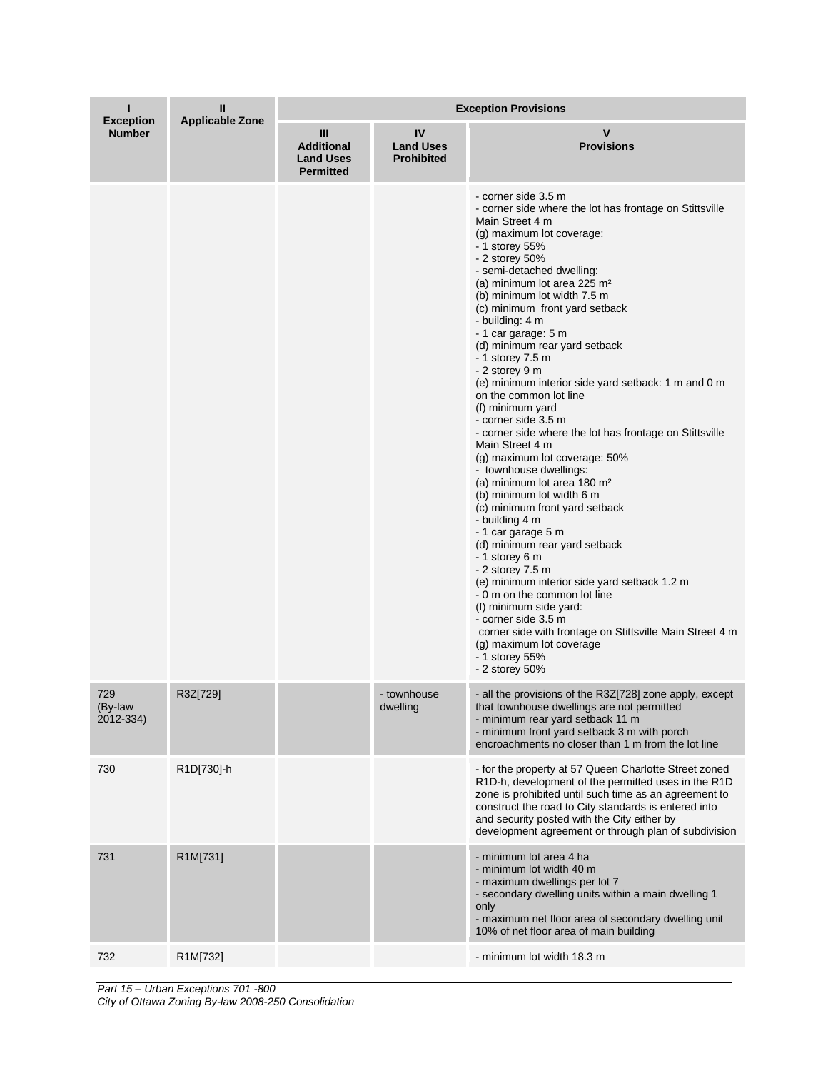| I<br>Exception Number | II<br>Applicable Zone | Exception Provisions | | |
|---|---|---|---|---|
| | | III<br>Additional Land Uses Permitted | IV<br>Land Uses Prohibited | V<br>Provisions |
| | | | | - corner side 3.5 m<br>- corner side where the lot has frontage on Stittsville Main Street 4 m<br>(g) maximum lot coverage:<br>- 1 storey 55%<br>- 2 storey 50%<br>- semi-detached dwelling:<br>(a) minimum lot area 225 m²<br>(b) minimum lot width 7.5 m<br>(c) minimum front yard setback<br>- building: 4 m<br>- 1 car garage: 5 m<br>(d) minimum rear yard setback<br>- 1 storey 7.5 m<br>- 2 storey 9 m<br>(e) minimum interior side yard setback: 1 m and 0 m on the common lot line<br>(f) minimum yard<br>- corner side 3.5 m<br>- corner side where the lot has frontage on Stittsville Main Street 4 m<br>(g) maximum lot coverage: 50%<br>- townhouse dwellings:<br>(a) minimum lot area 180 m²<br>(b) minimum lot width 6 m<br>(c) minimum front yard setback<br>- building 4 m<br>- 1 car garage 5 m<br>(d) minimum rear yard setback<br>- 1 storey 6 m<br>- 2 storey 7.5 m<br>(e) minimum interior side yard setback 1.2 m<br>- 0 m on the common lot line<br>(f) minimum side yard:<br>- corner side 3.5 m<br>corner side with frontage on Stittsville Main Street 4 m<br>(g) maximum lot coverage<br>- 1 storey 55%<br>- 2 storey 50% |
| 729 (By-law 2012-334) | R3Z[729] | | - townhouse dwelling | - all the provisions of the R3Z[728] zone apply, except that townhouse dwellings are not permitted<br>- minimum rear yard setback 11 m<br>- minimum front yard setback 3 m with porch encroachments no closer than 1 m from the lot line |
| 730 | R1D[730]-h | | | - for the property at 57 Queen Charlotte Street zoned R1D-h, development of the permitted uses in the R1D zone is prohibited until such time as an agreement to construct the road to City standards is entered into and security posted with the City either by development agreement or through plan of subdivision |
| 731 | R1M[731] | | | - minimum lot area 4 ha<br>- minimum lot width 40 m<br>- maximum dwellings per lot 7<br>- secondary dwelling units within a main dwelling 1 only<br>- maximum net floor area of secondary dwelling unit 10% of net floor area of main building |
| 732 | R1M[732] | | | - minimum lot width 18.3 m |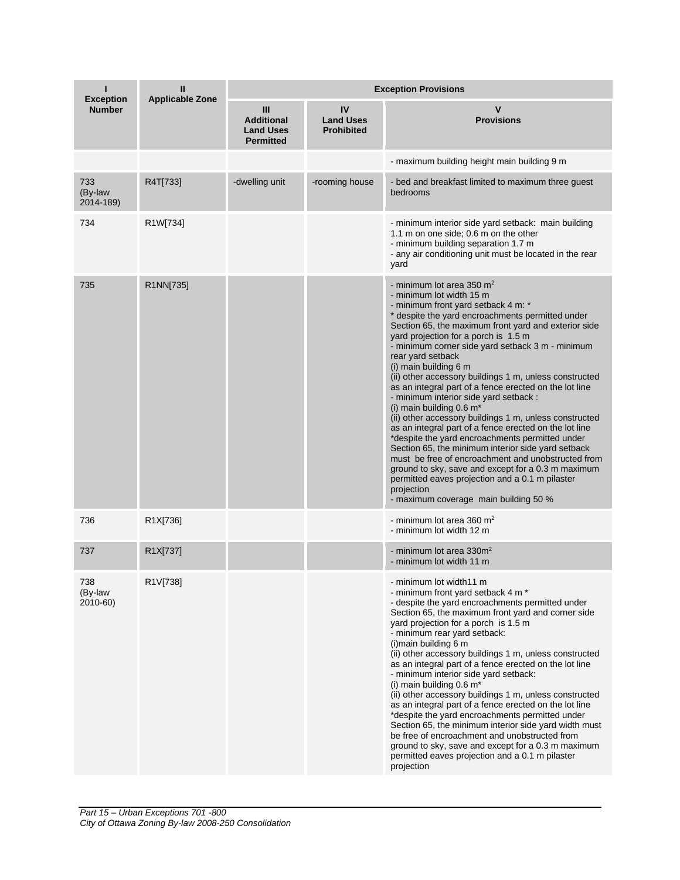| I<br>Exception Number | II<br>Applicable Zone | Exception Provisions | | |
|---|---|---|---|---|
| | | III<br>Additional Land Uses Permitted | IV<br>Land Uses Prohibited | V<br>Provisions |
| | | | | - maximum building height main building 9 m |
| 733<br>(By-law 2014-189) | R4T[733] | -dwelling unit | -rooming house | - bed and breakfast limited to maximum three guest bedrooms |
| 734 | R1W[734] | | | - minimum interior side yard setback: main building 1.1 m on one side; 0.6 m on the other<br>- minimum building separation 1.7 m<br>- any air conditioning unit must be located in the rear yard |
| 735 | R1NN[735] | | | - minimum lot area 350 $m^2$<br>- minimum lot width 15 m<br>- minimum front yard setback 4 m: *<br>* despite the yard encroachments permitted under Section 65, the maximum front yard and exterior side yard projection for a porch is 1.5 m<br>- minimum corner side yard setback 3 m - minimum rear yard setback<br>(i) main building 6 m<br>(ii) other accessory buildings 1 m, unless constructed as an integral part of a fence erected on the lot line<br>- minimum interior side yard setback :<br>(i) main building 0.6 m*<br>(ii) other accessory buildings 1 m, unless constructed as an integral part of a fence erected on the lot line<br>*despite the yard encroachments permitted under Section 65, the minimum interior side yard setback must be free of encroachment and unobstructed from ground to sky, save and except for a 0.3 m maximum permitted eaves projection and a 0.1 m pilaster projection<br>- maximum coverage main building 50 % |
| 736 | R1X[736] | | | - minimum lot area 360 $m^2$<br>- minimum lot width 12 m |
| 737 | R1X[737] | | | - minimum lot area 330$m^2$<br>- minimum lot width 11 m |
| 738<br>(By-law 2010-60) | R1V[738] | | | - minimum lot width11 m<br>- minimum front yard setback 4 m *<br>- despite the yard encroachments permitted under Section 65, the maximum front yard and corner side yard projection for a porch is 1.5 m<br>- minimum rear yard setback:<br>(i)main building 6 m<br>(ii) other accessory buildings 1 m, unless constructed as an integral part of a fence erected on the lot line<br>- minimum interior side yard setback:<br>(i) main building 0.6 m*<br>(ii) other accessory buildings 1 m, unless constructed as an integral part of a fence erected on the lot line<br>*despite the yard encroachments permitted under Section 65, the minimum interior side yard width must be free of encroachment and unobstructed from ground to sky, save and except for a 0.3 m maximum permitted eaves projection and a 0.1 m pilaster projection |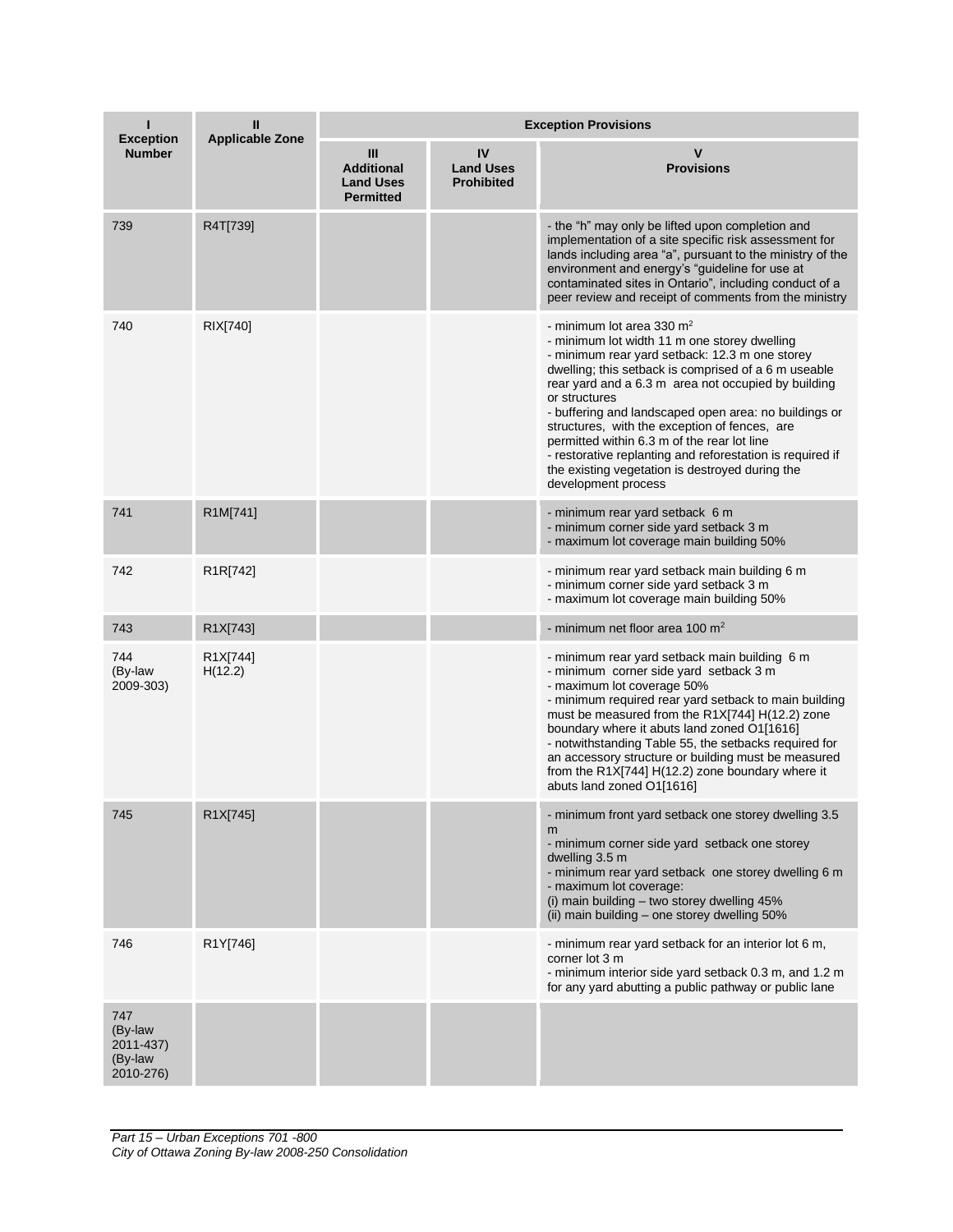| I<br>Exception Number | II<br>Applicable Zone | Exception Provisions | | |
|---|---|---|---|---|
| | | III<br>Additional Land Uses Permitted | IV<br>Land Uses Prohibited | V<br>Provisions |
| 739 | R4T[739] | | | - the "h" may only be lifted upon completion and implementation of a site specific risk assessment for lands including area "a", pursuant to the ministry of the environment and energy's "guideline for use at contaminated sites in Ontario", including conduct of a peer review and receipt of comments from the ministry |
| 740 | RIX[740] | | | - minimum lot area 330 m$^2$<br>- minimum lot width 11 m one storey dwelling<br>- minimum rear yard setback: 12.3 m one storey dwelling; this setback is comprised of a 6 m useable rear yard and a 6.3 m area not occupied by building or structures<br>- buffering and landscaped open area: no buildings or structures, with the exception of fences, are permitted within 6.3 m of the rear lot line<br>- restorative replanting and reforestation is required if the existing vegetation is destroyed during the development process |
| 741 | R1M[741] | | | - minimum rear yard setback 6 m<br>- minimum corner side yard setback 3 m<br>- maximum lot coverage main building 50% |
| 742 | R1R[742] | | | - minimum rear yard setback main building 6 m<br>- minimum corner side yard setback 3 m<br>- maximum lot coverage main building 50% |
| 743 | R1X[743] | | | - minimum net floor area 100 m$^2$ |
| 744<br>(By-law 2009-303) | R1X[744] H(12.2) | | | - minimum rear yard setback main building 6 m<br>- minimum corner side yard setback 3 m<br>- maximum lot coverage 50%<br>- minimum required rear yard setback to main building must be measured from the R1X[744] H(12.2) zone boundary where it abuts land zoned O1[1616]<br>- notwithstanding Table 55, the setbacks required for an accessory structure or building must be measured from the R1X[744] H(12.2) zone boundary where it abuts land zoned O1[1616] |
| 745 | R1X[745] | | | - minimum front yard setback one storey dwelling 3.5 m<br>- minimum corner side yard setback one storey dwelling 3.5 m<br>- minimum rear yard setback one storey dwelling 6 m<br>- maximum lot coverage:<br>(i) main building – two storey dwelling 45%<br>(ii) main building – one storey dwelling 50% |
| 746 | R1Y[746] | | | - minimum rear yard setback for an interior lot 6 m, corner lot 3 m<br>- minimum interior side yard setback 0.3 m, and 1.2 m for any yard abutting a public pathway or public lane |
| 747<br>(By-law 2011-437)<br>(By-law 2010-276) | | | | |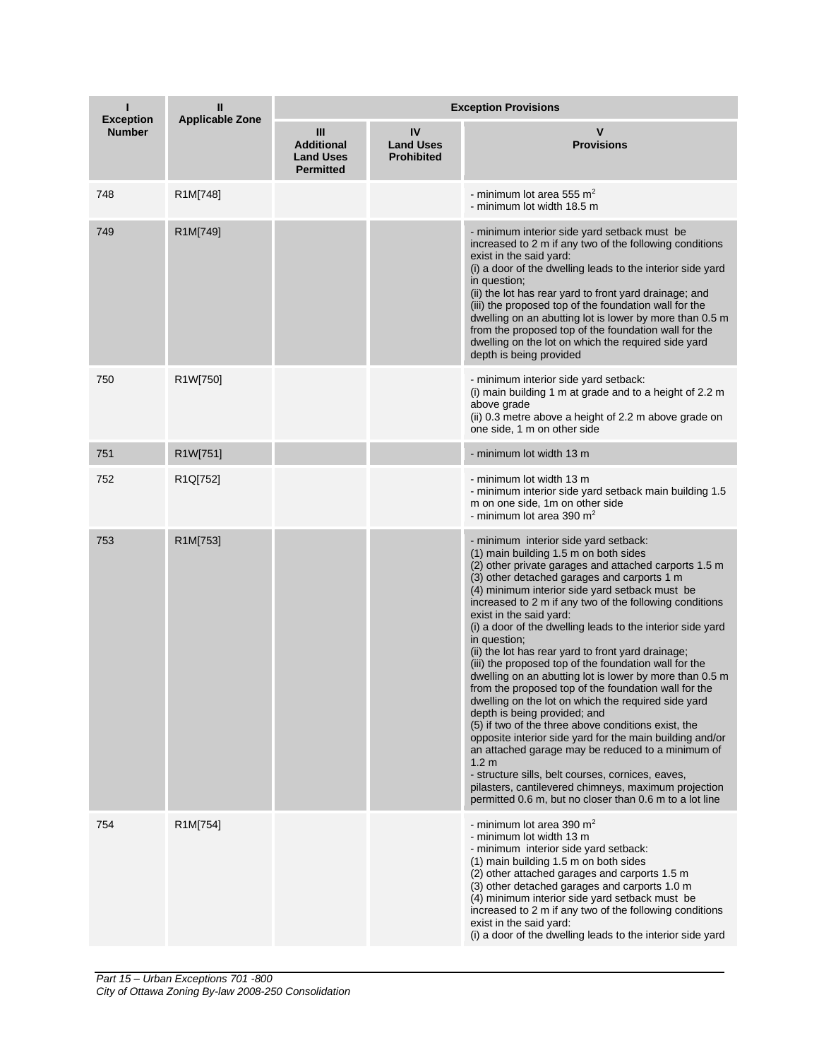| I<br>Exception Number | II<br>Applicable Zone | Exception Provisions | | |
|---|---|---|---|---|
| | | III<br>Additional Land Uses Permitted | IV<br>Land Uses Prohibited | V<br>Provisions |
| 748 | R1M[748] | | | - minimum lot area 555 m$^2$<br>- minimum lot width 18.5 m |
| 749 | R1M[749] | | | - minimum interior side yard setback must be increased to 2 m if any two of the following conditions exist in the said yard:<br>(i) a door of the dwelling leads to the interior side yard in question;<br>(ii) the lot has rear yard to front yard drainage; and<br>(iii) the proposed top of the foundation wall for the dwelling on an abutting lot is lower by more than 0.5 m from the proposed top of the foundation wall for the dwelling on the lot on which the required side yard depth is being provided |
| 750 | R1W[750] | | | - minimum interior side yard setback:<br>(i) main building 1 m at grade and to a height of 2.2 m above grade<br>(ii) 0.3 metre above a height of 2.2 m above grade on one side, 1 m on other side |
| 751 | R1W[751] | | | - minimum lot width 13 m |
| 752 | R1Q[752] | | | - minimum lot width 13 m<br>- minimum interior side yard setback main building 1.5 m on one side, 1m on other side<br>- minimum lot area 390 m$^2$ |
| 753 | R1M[753] | | | - minimum interior side yard setback:<br>(1) main building 1.5 m on both sides<br>(2) other private garages and attached carports 1.5 m<br>(3) other detached garages and carports 1 m<br>(4) minimum interior side yard setback must be increased to 2 m if any two of the following conditions exist in the said yard:<br>(i) a door of the dwelling leads to the interior side yard in question;<br>(ii) the lot has rear yard to front yard drainage;<br>(iii) the proposed top of the foundation wall for the dwelling on an abutting lot is lower by more than 0.5 m from the proposed top of the foundation wall for the dwelling on the lot on which the required side yard depth is being provided; and<br>(5) if two of the three above conditions exist, the opposite interior side yard for the main building and/or an attached garage may be reduced to a minimum of 1.2 m<br>- structure sills, belt courses, cornices, eaves, pilasters, cantilevered chimneys, maximum projection permitted 0.6 m, but no closer than 0.6 m to a lot line |
| 754 | R1M[754] | | | - minimum lot area 390 m$^2$<br>- minimum lot width 13 m<br>- minimum interior side yard setback:<br>(1) main building 1.5 m on both sides<br>(2) other attached garages and carports 1.5 m<br>(3) other detached garages and carports 1.0 m<br>(4) minimum interior side yard setback must be increased to 2 m if any two of the following conditions exist in the said yard:<br>(i) a door of the dwelling leads to the interior side yard |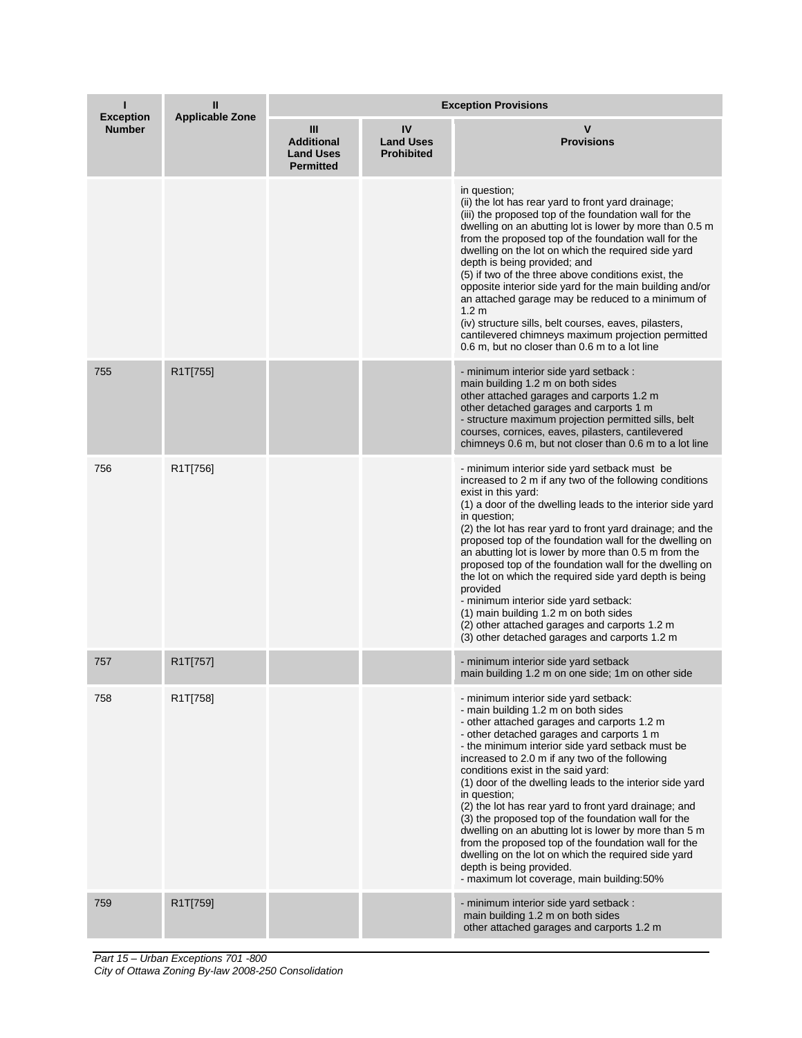| I<br>Exception Number | II<br>Applicable Zone | Exception Provisions | | |
|---|---|---|---|---|
| | | III<br>Additional Land Uses Permitted | IV<br>Land Uses Prohibited | V<br>Provisions |
| | | | | in question;<br>(ii) the lot has rear yard to front yard drainage;<br>(iii) the proposed top of the foundation wall for the dwelling on an abutting lot is lower by more than 0.5 m from the proposed top of the foundation wall for the dwelling on the lot on which the required side yard depth is being provided; and<br>(5) if two of the three above conditions exist, the opposite interior side yard for the main building and/or an attached garage may be reduced to a minimum of 1.2 m<br>(iv) structure sills, belt courses, eaves, pilasters, cantilevered chimneys maximum projection permitted 0.6 m, but no closer than 0.6 m to a lot line |
| 755 | R1T[755] | | | - minimum interior side yard setback :<br>main building 1.2 m on both sides<br>other attached garages and carports 1.2 m<br>other detached garages and carports 1 m<br>- structure maximum projection permitted sills, belt courses, cornices, eaves, pilasters, cantilevered chimneys 0.6 m, but not closer than 0.6 m to a lot line |
| 756 | R1T[756] | | | - minimum interior side yard setback must be increased to 2 m if any two of the following conditions exist in this yard:<br>(1) a door of the dwelling leads to the interior side yard in question;<br>(2) the lot has rear yard to front yard drainage; and the proposed top of the foundation wall for the dwelling on an abutting lot is lower by more than 0.5 m from the proposed top of the foundation wall for the dwelling on the lot on which the required side yard depth is being provided<br>- minimum interior side yard setback:<br>(1) main building 1.2 m on both sides<br>(2) other attached garages and carports 1.2 m<br>(3) other detached garages and carports 1.2 m |
| 757 | R1T[757] | | | - minimum interior side yard setback<br>main building 1.2 m on one side; 1m on other side |
| 758 | R1T[758] | | | - minimum interior side yard setback:<br>- main building 1.2 m on both sides<br>- other attached garages and carports 1.2 m<br>- other detached garages and carports 1 m<br>- the minimum interior side yard setback must be increased to 2.0 m if any two of the following conditions exist in the said yard:<br>(1) door of the dwelling leads to the interior side yard in question;<br>(2) the lot has rear yard to front yard drainage; and<br>(3) the proposed top of the foundation wall for the dwelling on an abutting lot is lower by more than 5 m from the proposed top of the foundation wall for the dwelling on the lot on which the required side yard depth is being provided.<br>- maximum lot coverage, main building:50% |
| 759 | R1T[759] | | | - minimum interior side yard setback :<br>main building 1.2 m on both sides<br>other attached garages and carports 1.2 m |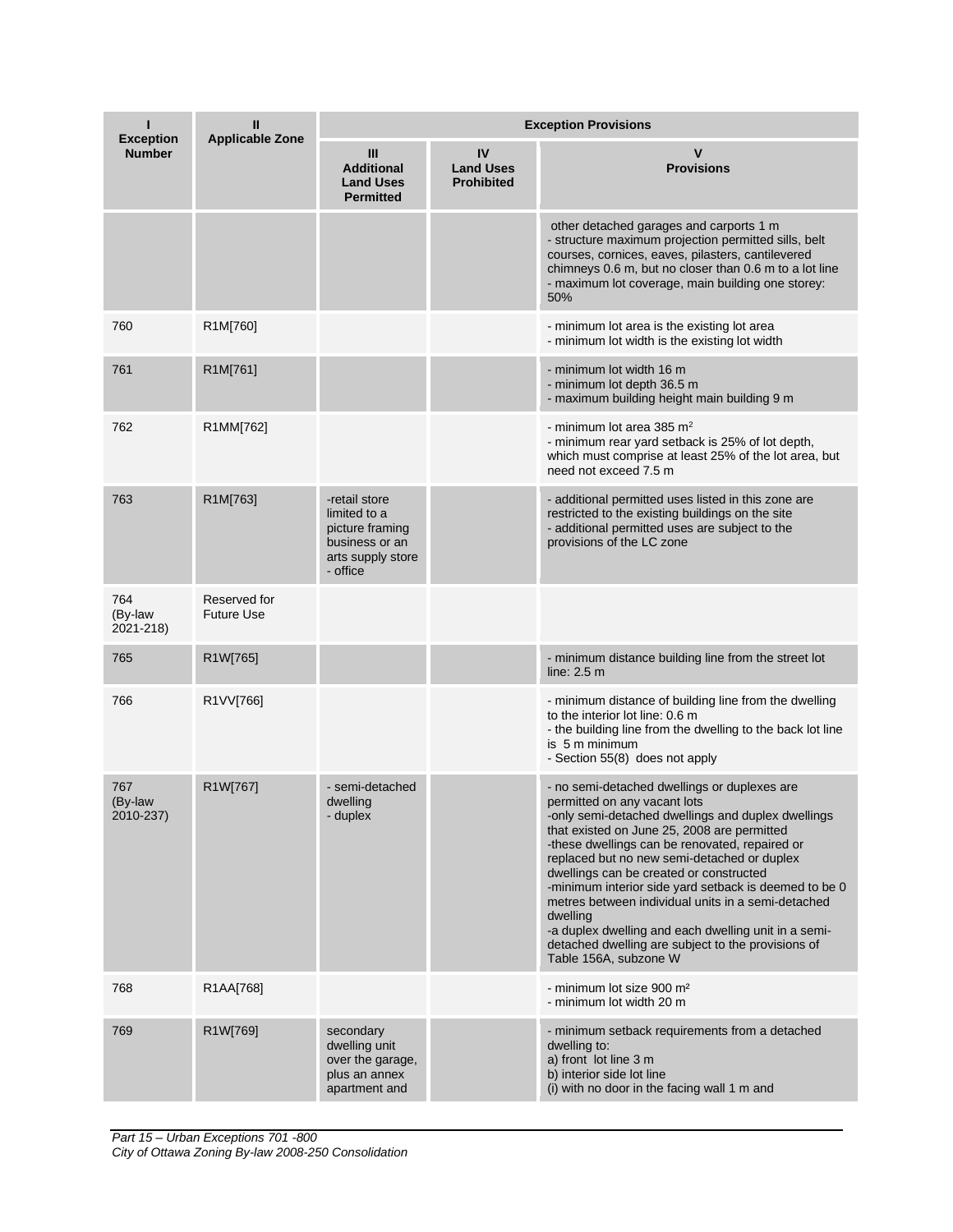| I<br>Exception Number | II<br>Applicable Zone | Exception Provisions | | |
|---|---|---|---|---|
| | | III<br>Additional Land Uses Permitted | IV<br>Land Uses Prohibited | V<br>Provisions |
| | | | | other detached garages and carports 1 m<br>- structure maximum projection permitted sills, belt courses, cornices, eaves, pilasters, cantilevered chimneys 0.6 m, but no closer than 0.6 m to a lot line<br>- maximum lot coverage, main building one storey: 50% |
| 760 | R1M[760] | | | - minimum lot area is the existing lot area<br>- minimum lot width is the existing lot width |
| 761 | R1M[761] | | | - minimum lot width 16 m<br>- minimum lot depth 36.5 m<br>- maximum building height main building 9 m |
| 762 | R1MM[762] | | | - minimum lot area 385 m²<br>- minimum rear yard setback is 25% of lot depth, which must comprise at least 25% of the lot area, but need not exceed 7.5 m |
| 763 | R1M[763] | -retail store limited to a picture framing business or an arts supply store<br>- office | | - additional permitted uses listed in this zone are restricted to the existing buildings on the site<br>- additional permitted uses are subject to the provisions of the LC zone |
| 764 (By-law 2021-218) | Reserved for Future Use | | | |
| 765 | R1W[765] | | | - minimum distance building line from the street lot line: 2.5 m |
| 766 | R1VV[766] | | | - minimum distance of building line from the dwelling to the interior lot line: 0.6 m<br>- the building line from the dwelling to the back lot line is 5 m minimum<br>- Section 55(8) does not apply |
| 767 (By-law 2010-237) | R1W[767] | - semi-detached dwelling<br>- duplex | | - no semi-detached dwellings or duplexes are permitted on any vacant lots<br>-only semi-detached dwellings and duplex dwellings that existed on June 25, 2008 are permitted<br>-these dwellings can be renovated, repaired or replaced but no new semi-detached or duplex dwellings can be created or constructed<br>-minimum interior side yard setback is deemed to be 0 metres between individual units in a semi-detached dwelling<br>-a duplex dwelling and each dwelling unit in a semi-detached dwelling are subject to the provisions of Table 156A, subzone W |
| 768 | R1AA[768] | | | - minimum lot size 900 m²<br>- minimum lot width 20 m |
| 769 | R1W[769] | secondary dwelling unit over the garage, plus an annex apartment and | | - minimum setback requirements from a detached dwelling to:<br>a) front lot line 3 m<br>b) interior side lot line<br>(i) with no door in the facing wall 1 m and |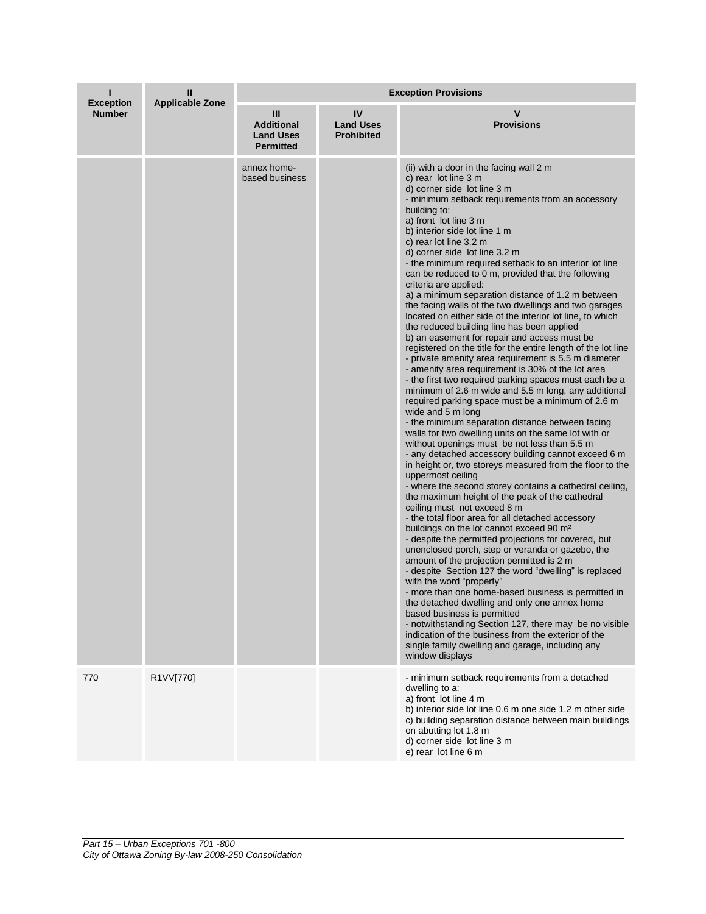| I<br>Exception Number | II<br>Applicable Zone | Exception Provisions | | |
|---|---|---|---|---|
| | | III<br>Additional Land Uses Permitted | IV<br>Land Uses Prohibited | V<br>Provisions |
| | | annex home-based business | | (ii) with a door in the facing wall 2 m<br>c) rear lot line 3 m<br>d) corner side lot line 3 m<br>- minimum setback requirements from an accessory building to:<br>a) front lot line 3 m<br>b) interior side lot line 1 m<br>c) rear lot line 3.2 m<br>d) corner side lot line 3.2 m<br>- the minimum required setback to an interior lot line can be reduced to 0 m, provided that the following criteria are applied:<br>a) a minimum separation distance of 1.2 m between the facing walls of the two dwellings and two garages located on either side of the interior lot line, to which the reduced building line has been applied<br>b) an easement for repair and access must be registered on the title for the entire length of the lot line<br>- private amenity area requirement is 5.5 m diameter<br>- amenity area requirement is 30% of the lot area<br>- the first two required parking spaces must each be a minimum of 2.6 m wide and 5.5 m long, any additional required parking space must be a minimum of 2.6 m wide and 5 m long<br>- the minimum separation distance between facing walls for two dwelling units on the same lot with or without openings must be not less than 5.5 m<br>- any detached accessory building cannot exceed 6 m in height or, two storeys measured from the floor to the uppermost ceiling<br>- where the second storey contains a cathedral ceiling, the maximum height of the peak of the cathedral ceiling must not exceed 8 m<br>- the total floor area for all detached accessory buildings on the lot cannot exceed 90 m²<br>- despite the permitted projections for covered, but unenclosed porch, step or veranda or gazebo, the amount of the projection permitted is 2 m<br>- despite Section 127 the word "dwelling" is replaced with the word "property"<br>- more than one home-based business is permitted in the detached dwelling and only one annex home based business is permitted<br>- notwithstanding Section 127, there may be no visible indication of the business from the exterior of the single family dwelling and garage, including any window displays |
| 770 | R1VV[770] | | | - minimum setback requirements from a detached dwelling to a:<br>a) front lot line 4 m<br>b) interior side lot line 0.6 m one side 1.2 m other side<br>c) building separation distance between main buildings on abutting lot 1.8 m<br>d) corner side lot line 3 m<br>e) rear lot line 6 m |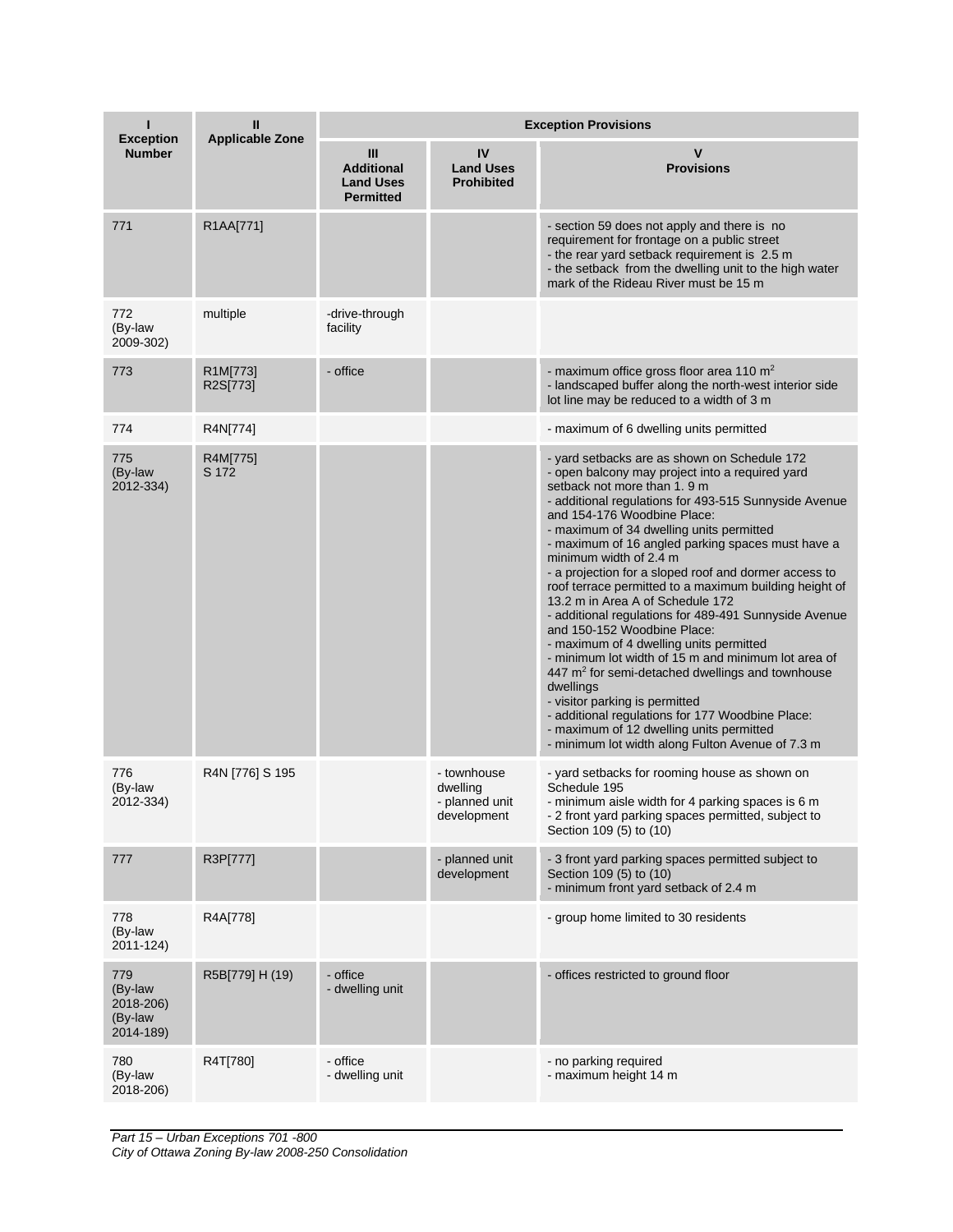| I<br>Exception Number | II<br>Applicable Zone | Exception Provisions | | |
|---|---|---|---|---|
| | | III<br>Additional Land Uses Permitted | IV<br>Land Uses Prohibited | V<br>Provisions |
| 771 | R1AA[771] | | | - section 59 does not apply and there is no requirement for frontage on a public street<br>- the rear yard setback requirement is 2.5 m<br>- the setback from the dwelling unit to the high water mark of the Rideau River must be 15 m |
| 772<br>(By-law 2009-302) | multiple | -drive-through facility | | |
| 773 | R1M[773]<br>R2S[773] | - office | | - maximum office gross floor area 110 $m^2$<br>- landscaped buffer along the north-west interior side lot line may be reduced to a width of 3 m |
| 774 | R4N[774] | | | - maximum of 6 dwelling units permitted |
| 775<br>(By-law 2012-334) | R4M[775]<br>S 172 | | | - yard setbacks are as shown on Schedule 172<br>- open balcony may project into a required yard setback not more than 1. 9 m<br>- additional regulations for 493-515 Sunnyside Avenue and 154-176 Woodbine Place:<br>- maximum of 34 dwelling units permitted<br>- maximum of 16 angled parking spaces must have a minimum width of 2.4 m<br>- a projection for a sloped roof and dormer access to roof terrace permitted to a maximum building height of 13.2 m in Area A of Schedule 172<br>- additional regulations for 489-491 Sunnyside Avenue and 150-152 Woodbine Place:<br>- maximum of 4 dwelling units permitted<br>- minimum lot width of 15 m and minimum lot area of 447 $m^2$ for semi-detached dwellings and townhouse dwellings<br>- visitor parking is permitted<br>- additional regulations for 177 Woodbine Place:<br>- maximum of 12 dwelling units permitted<br>- minimum lot width along Fulton Avenue of 7.3 m |
| 776<br>(By-law 2012-334) | R4N [776] S 195 | | - townhouse dwelling<br>- planned unit development | - yard setbacks for rooming house as shown on Schedule 195<br>- minimum aisle width for 4 parking spaces is 6 m<br>- 2 front yard parking spaces permitted, subject to Section 109 (5) to (10) |
| 777 | R3P[777] | | - planned unit development | - 3 front yard parking spaces permitted subject to Section 109 (5) to (10)<br>- minimum front yard setback of 2.4 m |
| 778<br>(By-law 2011-124) | R4A[778] | | | - group home limited to 30 residents |
| 779<br>(By-law 2018-206)<br>(By-law 2014-189) | R5B[779] H (19) | - office<br>- dwelling unit | | - offices restricted to ground floor |
| 780<br>(By-law 2018-206) | R4T[780] | - office<br>- dwelling unit | | - no parking required<br>- maximum height 14 m |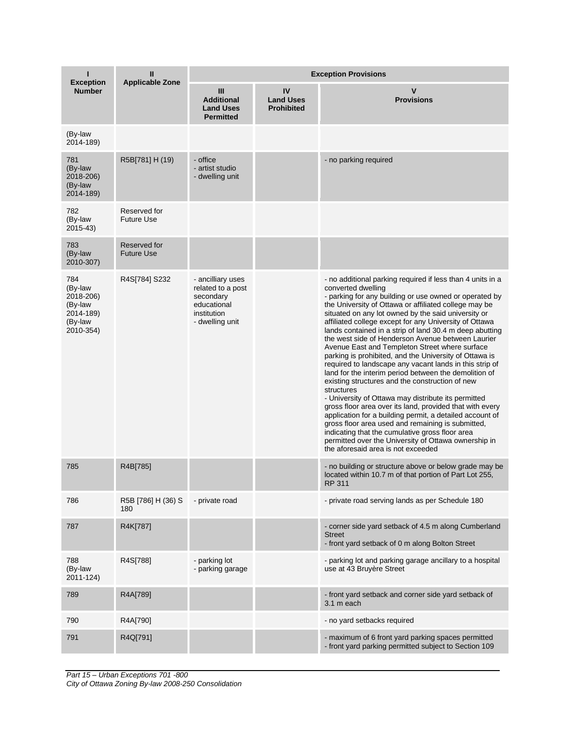| I<br>Exception Number | II<br>Applicable Zone | Exception Provisions | | |
|---|---|---|---|---|
| | | III<br>Additional Land Uses Permitted | IV<br>Land Uses Prohibited | V<br>Provisions |
| (By-law 2014-189) | | | | |
| 781<br>(By-law 2018-206)<br>(By-law 2014-189) | R5B[781] H (19) | - office<br>- artist studio<br>- dwelling unit | | - no parking required |
| 782<br>(By-law 2015-43) | Reserved for Future Use | | | |
| 783<br>(By-law 2010-307) | Reserved for Future Use | | | |
| 784<br>(By-law 2018-206)<br>(By-law 2014-189)<br>(By-law 2010-354) | R4S[784] S232 | - ancilliary uses related to a post secondary educational institution<br>- dwelling unit | | - no additional parking required if less than 4 units in a converted dwelling<br>- parking for any building or use owned or operated by the University of Ottawa or affiliated college may be situated on any lot owned by the said university or affiliated college except for any University of Ottawa lands contained in a strip of land 30.4 m deep abutting the west side of Henderson Avenue between Laurier Avenue East and Templeton Street where surface parking is prohibited, and the University of Ottawa is required to landscape any vacant lands in this strip of land for the interim period between the demolition of existing structures and the construction of new structures<br>- University of Ottawa may distribute its permitted gross floor area over its land, provided that with every application for a building permit, a detailed account of gross floor area used and remaining is submitted, indicating that the cumulative gross floor area permitted over the University of Ottawa ownership in the aforesaid area is not exceeded |
| 785 | R4B[785] | | | - no building or structure above or below grade may be located within 10.7 m of that portion of Part Lot 255, RP 311 |
| 786 | R5B [786] H (36) S 180 | - private road | | - private road serving lands as per Schedule 180 |
| 787 | R4K[787] | | | - corner side yard setback of 4.5 m along Cumberland Street<br>- front yard setback of 0 m along Bolton Street |
| 788<br>(By-law 2011-124) | R4S[788] | - parking lot<br>- parking garage | | - parking lot and parking garage ancillary to a hospital use at 43 Bruyère Street |
| 789 | R4A[789] | | | - front yard setback and corner side yard setback of 3.1 m each |
| 790 | R4A[790] | | | - no yard setbacks required |
| 791 | R4Q[791] | | | - maximum of 6 front yard parking spaces permitted<br>- front yard parking permitted subject to Section 109 |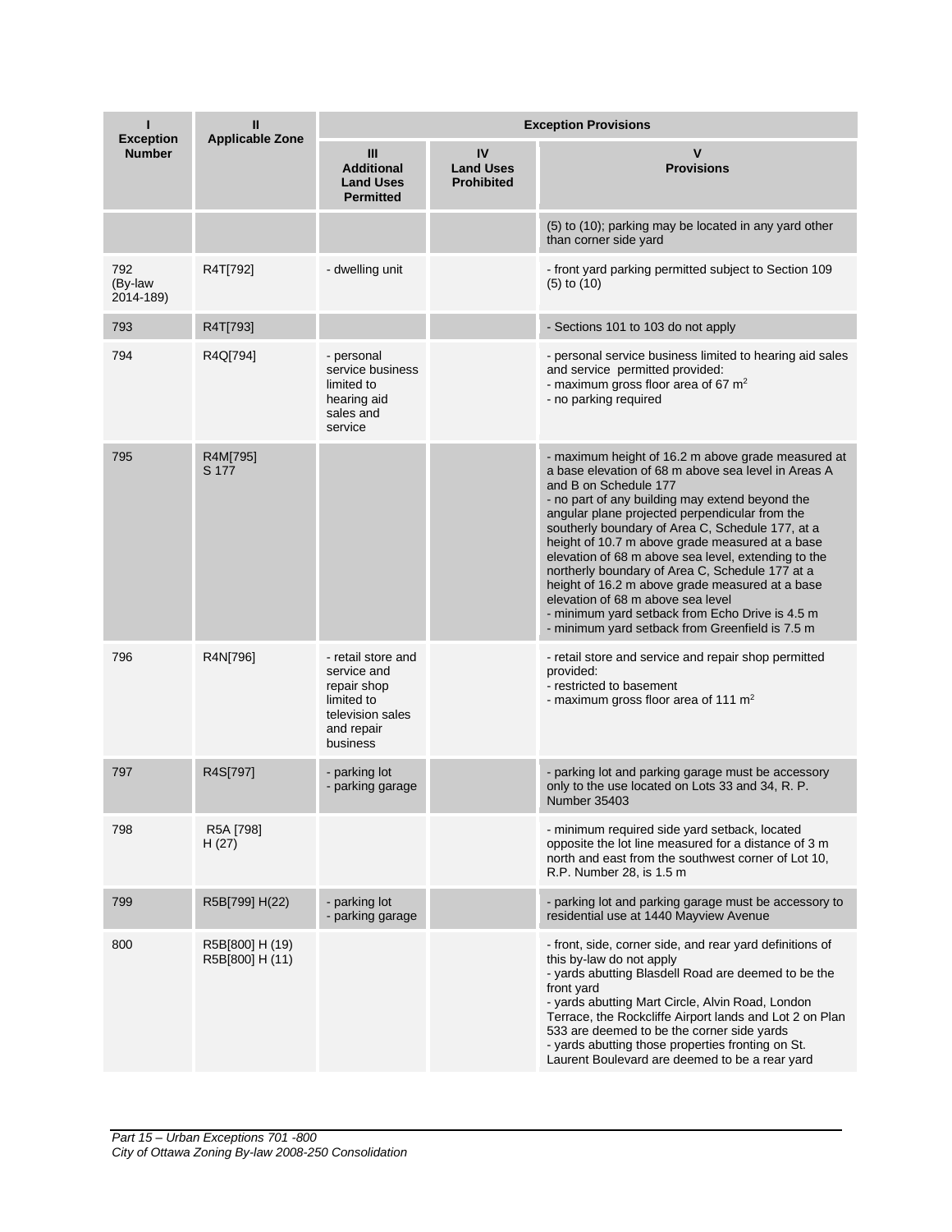| I<br>Exception Number | II<br>Applicable Zone | Exception Provisions | | |
|---|---|---|---|---|
| | | III<br>Additional Land Uses Permitted | IV<br>Land Uses Prohibited | V<br>Provisions |
| | | | | (5) to (10); parking may be located in any yard other than corner side yard |
| 792 (By-law 2014-189) | R4T[792] | - dwelling unit | | - front yard parking permitted subject to Section 109 (5) to (10) |
| 793 | R4T[793] | | | - Sections 101 to 103 do not apply |
| 794 | R4Q[794] | - personal service business limited to hearing aid sales and service | | - personal service business limited to hearing aid sales and service permitted provided:<br>- maximum gross floor area of 67 $m^2$<br>- no parking required |
| 795 | R4M[795]<br>S 177 | | | - maximum height of 16.2 m above grade measured at a base elevation of 68 m above sea level in Areas A and B on Schedule 177<br>- no part of any building may extend beyond the angular plane projected perpendicular from the southerly boundary of Area C, Schedule 177, at a height of 10.7 m above grade measured at a base elevation of 68 m above sea level, extending to the northerly boundary of Area C, Schedule 177 at a height of 16.2 m above grade measured at a base elevation of 68 m above sea level<br>- minimum yard setback from Echo Drive is 4.5 m<br>- minimum yard setback from Greenfield is 7.5 m |
| 796 | R4N[796] | - retail store and service and repair shop limited to television sales and repair business | | - retail store and service and repair shop permitted provided:<br>- restricted to basement<br>- maximum gross floor area of 111 $m^2$ |
| 797 | R4S[797] | - parking lot<br>- parking garage | | - parking lot and parking garage must be accessory only to the use located on Lots 33 and 34, R. P. Number 35403 |
| 798 | R5A [798]<br>H (27) | | | - minimum required side yard setback, located opposite the lot line measured for a distance of 3 m north and east from the southwest corner of Lot 10, R.P. Number 28, is 1.5 m |
| 799 | R5B[799] H(22) | - parking lot<br>- parking garage | | - parking lot and parking garage must be accessory to residential use at 1440 Mayview Avenue |
| 800 | R5B[800] H (19)<br>R5B[800] H (11) | | | - front, side, corner side, and rear yard definitions of this by-law do not apply<br>- yards abutting Blasdell Road are deemed to be the front yard<br>- yards abutting Mart Circle, Alvin Road, London Terrace, the Rockcliffe Airport lands and Lot 2 on Plan 533 are deemed to be the corner side yards<br>- yards abutting those properties fronting on St. Laurent Boulevard are deemed to be a rear yard |